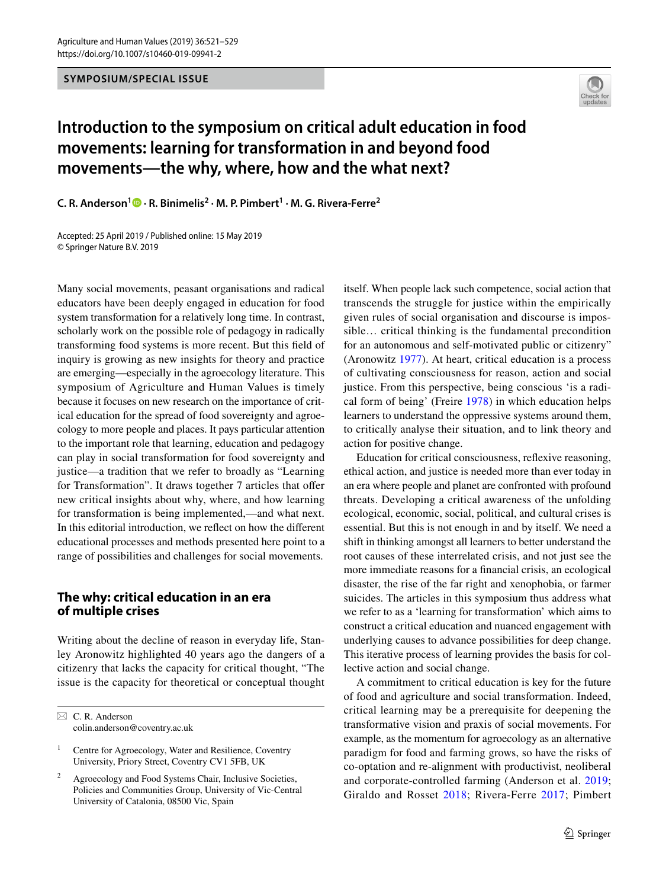SYMPOSIUM/SPECIAL ISSUE

# Introduction to the symposium on critical adult education in food movements: learning for transformation in and beyond food movements—the why, where, how and the what next?

**C. R. Anderson[1] · R. Binimelis[2] · M. P. Pimbert[1] · M. G. Rivera-Ferre[2]**

Accepted: 25 April 2019 / Published online: 15 May 2019
© Springer Nature B.V. 2019

Many social movements, peasant organisations and radical educators have been deeply engaged in education for food system transformation for a relatively long time. In contrast, scholarly work on the possible role of pedagogy in radically transforming food systems is more recent. But this field of inquiry is growing as new insights for theory and practice are emerging—especially in the agroecology literature. This symposium of Agriculture and Human Values is timely because it focuses on new research on the importance of critical education for the spread of food sovereignty and agroecology to more people and places. It pays particular attention to the important role that learning, education and pedagogy can play in social transformation for food sovereignty and justice—a tradition that we refer to broadly as "Learning for Transformation". It draws together 7 articles that offer new critical insights about why, where, and how learning for transformation is being implemented,—and what next. In this editorial introduction, we reflect on how the different educational processes and methods presented here point to a range of possibilities and challenges for social movements.

## The why: critical education in an era of multiple crises

Writing about the decline of reason in everyday life, Stanley Aronowitz highlighted 40 years ago the dangers of a citizenry that lacks the capacity for critical thought, "The issue is the capacity for theoretical or conceptual thought itself. When people lack such competence, social action that transcends the struggle for justice within the empirically given rules of social organisation and discourse is impossible… critical thinking is the fundamental precondition for an autonomous and self-motivated public or citizenry" (Aronowitz 1977). At heart, critical education is a process of cultivating consciousness for reason, action and social justice. From this perspective, being conscious 'is a radical form of being' (Freire 1978) in which education helps learners to understand the oppressive systems around them, to critically analyse their situation, and to link theory and action for positive change.

Education for critical consciousness, reflexive reasoning, ethical action, and justice is needed more than ever today in an era where people and planet are confronted with profound threats. Developing a critical awareness of the unfolding ecological, economic, social, political, and cultural crises is essential. But this is not enough in and by itself. We need a shift in thinking amongst all learners to better understand the root causes of these interrelated crisis, and not just see the more immediate reasons for a financial crisis, an ecological disaster, the rise of the far right and xenophobia, or farmer suicides. The articles in this symposium thus address what we refer to as a 'learning for transformation' which aims to construct a critical education and nuanced engagement with underlying causes to advance possibilities for deep change. This iterative process of learning provides the basis for collective action and social change.

A commitment to critical education is key for the future of food and agriculture and social transformation. Indeed, critical learning may be a prerequisite for deepening the transformative vision and praxis of social movements. For example, as the momentum for agroecology as an alternative paradigm for food and farming grows, so have the risks of co-optation and re-alignment with productivist, neoliberal and corporate-controlled farming (Anderson et al. 2019; Giraldo and Rosset 2018; Rivera-Ferre 2017; Pimbert

---

✉ C. R. Anderson
colin.anderson@coventry.ac.uk

[1] Centre for Agroecology, Water and Resilience, Coventry University, Priory Street, Coventry CV1 5FB, UK

[2] Agroecology and Food Systems Chair, Inclusive Societies, Policies and Communities Group, University of Vic-Central University of Catalonia, 08500 Vic, Spain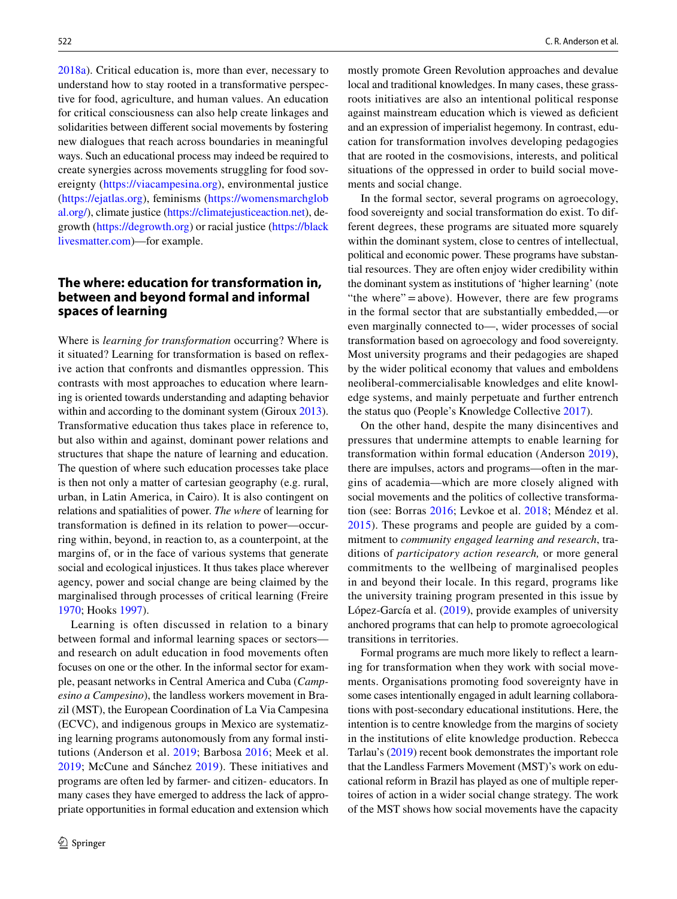2018a). Critical education is, more than ever, necessary to understand how to stay rooted in a transformative perspective for food, agriculture, and human values. An education for critical consciousness can also help create linkages and solidarities between different social movements by fostering new dialogues that reach across boundaries in meaningful ways. Such an educational process may indeed be required to create synergies across movements struggling for food sovereignty (https://viacampesina.org), environmental justice (https://ejatlas.org), feminisms (https://womensmarchglobal.org/), climate justice (https://climatejusticeaction.net), degrowth (https://degrowth.org) or racial justice (https://blacklivesmatter.com)—for example.

## The where: education for transformation in, between and beyond formal and informal spaces of learning

Where is *learning for transformation* occurring? Where is it situated? Learning for transformation is based on reflexive action that confronts and dismantles oppression. This contrasts with most approaches to education where learning is oriented towards understanding and adapting behavior within and according to the dominant system (Giroux 2013). Transformative education thus takes place in reference to, but also within and against, dominant power relations and structures that shape the nature of learning and education. The question of where such education processes take place is then not only a matter of cartesian geography (e.g. rural, urban, in Latin America, in Cairo). It is also contingent on relations and spatialities of power. *The where* of learning for transformation is defined in its relation to power—occurring within, beyond, in reaction to, as a counterpoint, at the margins of, or in the face of various systems that generate social and ecological injustices. It thus takes place wherever agency, power and social change are being claimed by the marginalised through processes of critical learning (Freire 1970; Hooks 1997).

Learning is often discussed in relation to a binary between formal and informal learning spaces or sectors—and research on adult education in food movements often focuses on one or the other. In the informal sector for example, peasant networks in Central America and Cuba (*Campesino a Campesino*), the landless workers movement in Brazil (MST), the European Coordination of La Via Campesina (ECVC), and indigenous groups in Mexico are systematizing learning programs autonomously from any formal institutions (Anderson et al. 2019; Barbosa 2016; Meek et al. 2019; McCune and Sánchez 2019). These initiatives and programs are often led by farmer- and citizen- educators. In many cases they have emerged to address the lack of appropriate opportunities in formal education and extension which mostly promote Green Revolution approaches and devalue local and traditional knowledges. In many cases, these grassroots initiatives are also an intentional political response against mainstream education which is viewed as deficient and an expression of imperialist hegemony. In contrast, education for transformation involves developing pedagogies that are rooted in the cosmovisions, interests, and political situations of the oppressed in order to build social movements and social change.

In the formal sector, several programs on agroecology, food sovereignty and social transformation do exist. To different degrees, these programs are situated more squarely within the dominant system, close to centres of intellectual, political and economic power. These programs have substantial resources. They are often enjoy wider credibility within the dominant system as institutions of 'higher learning' (note "the where" = above). However, there are few programs in the formal sector that are substantially embedded,—or even marginally connected to—, wider processes of social transformation based on agroecology and food sovereignty. Most university programs and their pedagogies are shaped by the wider political economy that values and emboldens neoliberal-commercialisable knowledges and elite knowledge systems, and mainly perpetuate and further entrench the status quo (People's Knowledge Collective 2017).

On the other hand, despite the many disincentives and pressures that undermine attempts to enable learning for transformation within formal education (Anderson 2019), there are impulses, actors and programs—often in the margins of academia—which are more closely aligned with social movements and the politics of collective transformation (see: Borras 2016; Levkoe et al. 2018; Méndez et al. 2015). These programs and people are guided by a commitment to *community engaged learning and research*, traditions of *participatory action research,* or more general commitments to the wellbeing of marginalised peoples in and beyond their locale. In this regard, programs like the university training program presented in this issue by López-García et al. (2019), provide examples of university anchored programs that can help to promote agroecological transitions in territories.

Formal programs are much more likely to reflect a learning for transformation when they work with social movements. Organisations promoting food sovereignty have in some cases intentionally engaged in adult learning collaborations with post-secondary educational institutions. Here, the intention is to centre knowledge from the margins of society in the institutions of elite knowledge production. Rebecca Tarlau's (2019) recent book demonstrates the important role that the Landless Farmers Movement (MST)'s work on educational reform in Brazil has played as one of multiple repertoires of action in a wider social change strategy. The work of the MST shows how social movements have the capacity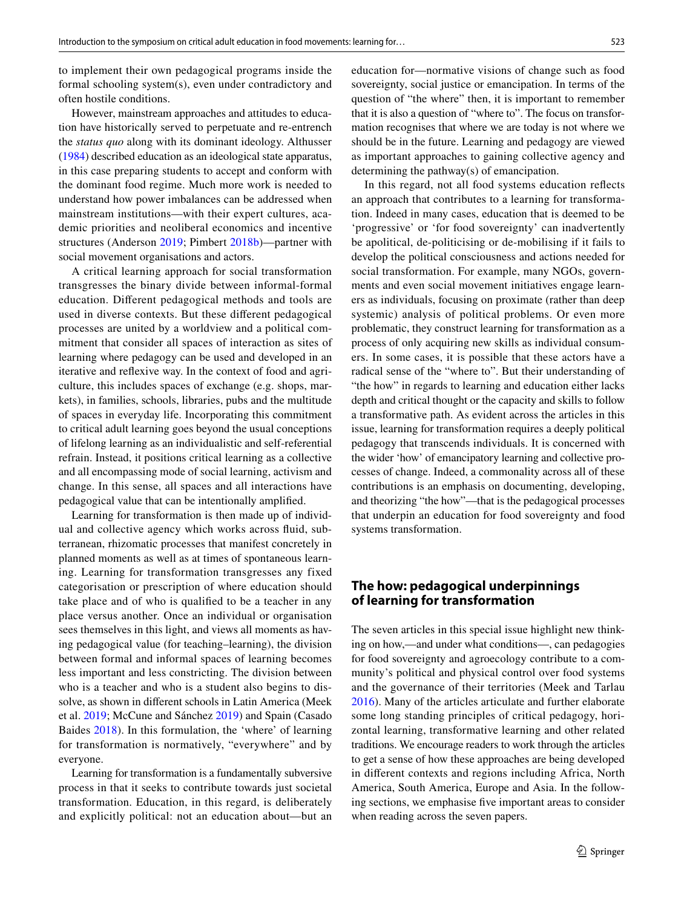to implement their own pedagogical programs inside the formal schooling system(s), even under contradictory and often hostile conditions.

However, mainstream approaches and attitudes to education have historically served to perpetuate and re-entrench the *status quo* along with its dominant ideology. Althusser (1984) described education as an ideological state apparatus, in this case preparing students to accept and conform with the dominant food regime. Much more work is needed to understand how power imbalances can be addressed when mainstream institutions—with their expert cultures, academic priorities and neoliberal economics and incentive structures (Anderson 2019; Pimbert 2018b)—partner with social movement organisations and actors.

A critical learning approach for social transformation transgresses the binary divide between informal-formal education. Different pedagogical methods and tools are used in diverse contexts. But these different pedagogical processes are united by a worldview and a political commitment that consider all spaces of interaction as sites of learning where pedagogy can be used and developed in an iterative and reflexive way. In the context of food and agriculture, this includes spaces of exchange (e.g. shops, markets), in families, schools, libraries, pubs and the multitude of spaces in everyday life. Incorporating this commitment to critical adult learning goes beyond the usual conceptions of lifelong learning as an individualistic and self-referential refrain. Instead, it positions critical learning as a collective and all encompassing mode of social learning, activism and change. In this sense, all spaces and all interactions have pedagogical value that can be intentionally amplified.

Learning for transformation is then made up of individual and collective agency which works across fluid, subterranean, rhizomatic processes that manifest concretely in planned moments as well as at times of spontaneous learning. Learning for transformation transgresses any fixed categorisation or prescription of where education should take place and of who is qualified to be a teacher in any place versus another. Once an individual or organisation sees themselves in this light, and views all moments as having pedagogical value (for teaching–learning), the division between formal and informal spaces of learning becomes less important and less constricting. The division between who is a teacher and who is a student also begins to dissolve, as shown in different schools in Latin America (Meek et al. 2019; McCune and Sánchez 2019) and Spain (Casado Baides 2018). In this formulation, the 'where' of learning for transformation is normatively, "everywhere" and by everyone.

Learning for transformation is a fundamentally subversive process in that it seeks to contribute towards just societal transformation. Education, in this regard, is deliberately and explicitly political: not an education about—but an education for—normative visions of change such as food sovereignty, social justice or emancipation. In terms of the question of "the where" then, it is important to remember that it is also a question of "where to". The focus on transformation recognises that where we are today is not where we should be in the future. Learning and pedagogy are viewed as important approaches to gaining collective agency and determining the pathway(s) of emancipation.

In this regard, not all food systems education reflects an approach that contributes to a learning for transformation. Indeed in many cases, education that is deemed to be 'progressive' or 'for food sovereignty' can inadvertently be apolitical, de-politicising or de-mobilising if it fails to develop the political consciousness and actions needed for social transformation. For example, many NGOs, governments and even social movement initiatives engage learners as individuals, focusing on proximate (rather than deep systemic) analysis of political problems. Or even more problematic, they construct learning for transformation as a process of only acquiring new skills as individual consumers. In some cases, it is possible that these actors have a radical sense of the "where to". But their understanding of "the how" in regards to learning and education either lacks depth and critical thought or the capacity and skills to follow a transformative path. As evident across the articles in this issue, learning for transformation requires a deeply political pedagogy that transcends individuals. It is concerned with the wider 'how' of emancipatory learning and collective processes of change. Indeed, a commonality across all of these contributions is an emphasis on documenting, developing, and theorizing "the how"—that is the pedagogical processes that underpin an education for food sovereignty and food systems transformation.

## The how: pedagogical underpinnings of learning for transformation

The seven articles in this special issue highlight new thinking on how,—and under what conditions—, can pedagogies for food sovereignty and agroecology contribute to a community's political and physical control over food systems and the governance of their territories (Meek and Tarlau 2016). Many of the articles articulate and further elaborate some long standing principles of critical pedagogy, horizontal learning, transformative learning and other related traditions. We encourage readers to work through the articles to get a sense of how these approaches are being developed in different contexts and regions including Africa, North America, South America, Europe and Asia. In the following sections, we emphasise five important areas to consider when reading across the seven papers.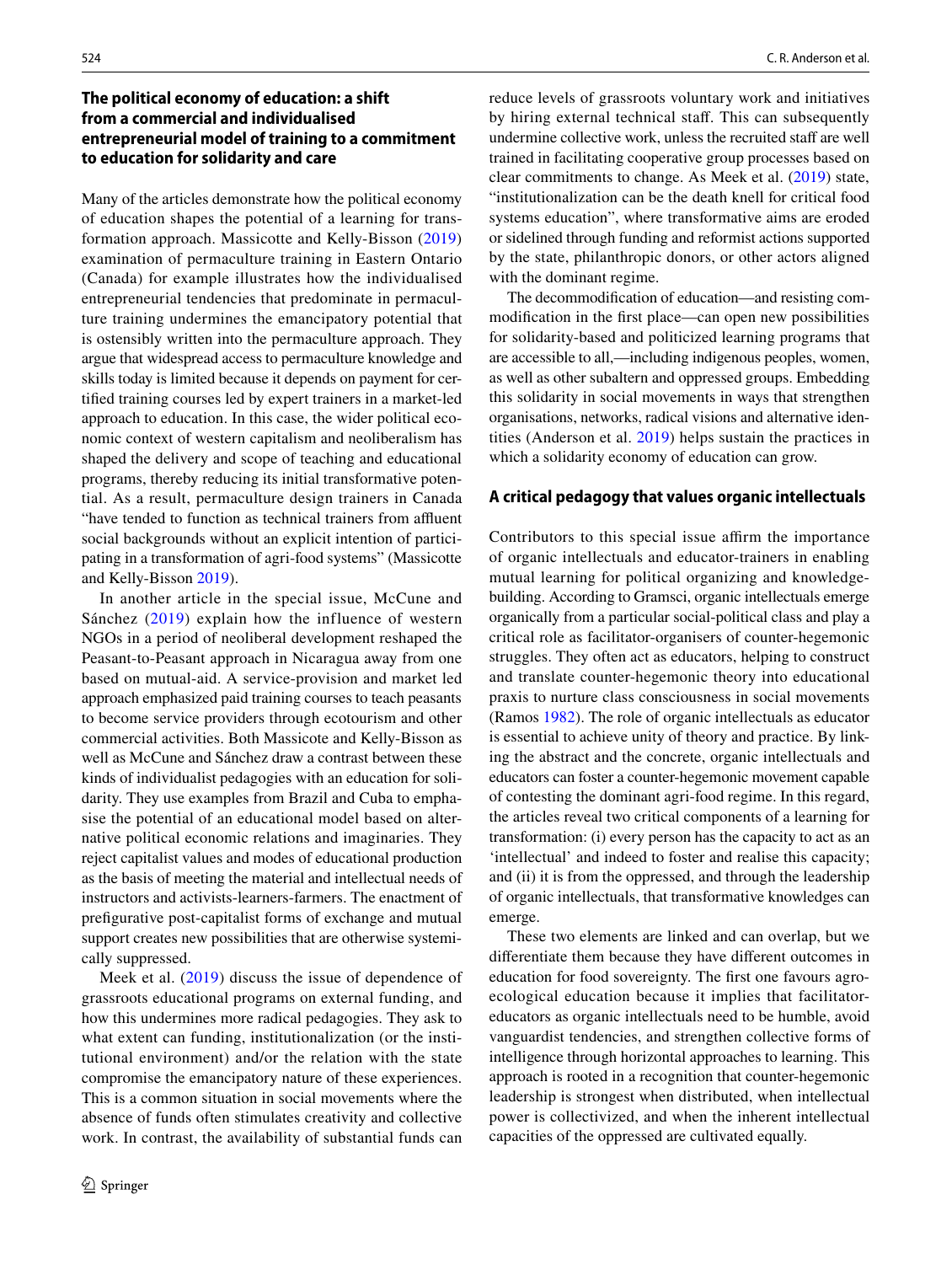## The political economy of education: a shift from a commercial and individualised entrepreneurial model of training to a commitment to education for solidarity and care

Many of the articles demonstrate how the political economy of education shapes the potential of a learning for transformation approach. Massicotte and Kelly-Bisson (2019) examination of permaculture training in Eastern Ontario (Canada) for example illustrates how the individualised entrepreneurial tendencies that predominate in permaculture training undermines the emancipatory potential that is ostensibly written into the permaculture approach. They argue that widespread access to permaculture knowledge and skills today is limited because it depends on payment for certified training courses led by expert trainers in a market-led approach to education. In this case, the wider political economic context of western capitalism and neoliberalism has shaped the delivery and scope of teaching and educational programs, thereby reducing its initial transformative potential. As a result, permaculture design trainers in Canada "have tended to function as technical trainers from affluent social backgrounds without an explicit intention of participating in a transformation of agri-food systems" (Massicotte and Kelly-Bisson 2019).

In another article in the special issue, McCune and Sánchez (2019) explain how the influence of western NGOs in a period of neoliberal development reshaped the Peasant-to-Peasant approach in Nicaragua away from one based on mutual-aid. A service-provision and market led approach emphasized paid training courses to teach peasants to become service providers through ecotourism and other commercial activities. Both Massicotte and Kelly-Bisson as well as McCune and Sánchez draw a contrast between these kinds of individualist pedagogies with an education for solidarity. They use examples from Brazil and Cuba to emphasise the potential of an educational model based on alternative political economic relations and imaginaries. They reject capitalist values and modes of educational production as the basis of meeting the material and intellectual needs of instructors and activists-learners-farmers. The enactment of prefigurative post-capitalist forms of exchange and mutual support creates new possibilities that are otherwise systemically suppressed.

Meek et al. (2019) discuss the issue of dependence of grassroots educational programs on external funding, and how this undermines more radical pedagogies. They ask to what extent can funding, institutionalization (or the institutional environment) and/or the relation with the state compromise the emancipatory nature of these experiences. This is a common situation in social movements where the absence of funds often stimulates creativity and collective work. In contrast, the availability of substantial funds can reduce levels of grassroots voluntary work and initiatives by hiring external technical staff. This can subsequently undermine collective work, unless the recruited staff are well trained in facilitating cooperative group processes based on clear commitments to change. As Meek et al. (2019) state, "institutionalization can be the death knell for critical food systems education", where transformative aims are eroded or sidelined through funding and reformist actions supported by the state, philanthropic donors, or other actors aligned with the dominant regime.

The decommodification of education—and resisting commodification in the first place—can open new possibilities for solidarity-based and politicized learning programs that are accessible to all,—including indigenous peoples, women, as well as other subaltern and oppressed groups. Embedding this solidarity in social movements in ways that strengthen organisations, networks, radical visions and alternative identities (Anderson et al. 2019) helps sustain the practices in which a solidarity economy of education can grow.

## A critical pedagogy that values organic intellectuals

Contributors to this special issue affirm the importance of organic intellectuals and educator-trainers in enabling mutual learning for political organizing and knowledge-building. According to Gramsci, organic intellectuals emerge organically from a particular social-political class and play a critical role as facilitator-organisers of counter-hegemonic struggles. They often act as educators, helping to construct and translate counter-hegemonic theory into educational praxis to nurture class consciousness in social movements (Ramos 1982). The role of organic intellectuals as educator is essential to achieve unity of theory and practice. By linking the abstract and the concrete, organic intellectuals and educators can foster a counter-hegemonic movement capable of contesting the dominant agri-food regime. In this regard, the articles reveal two critical components of a learning for transformation: (i) every person has the capacity to act as an 'intellectual' and indeed to foster and realise this capacity; and (ii) it is from the oppressed, and through the leadership of organic intellectuals, that transformative knowledges can emerge.

These two elements are linked and can overlap, but we differentiate them because they have different outcomes in education for food sovereignty. The first one favours agroecological education because it implies that facilitator-educators as organic intellectuals need to be humble, avoid vanguardist tendencies, and strengthen collective forms of intelligence through horizontal approaches to learning. This approach is rooted in a recognition that counter-hegemonic leadership is strongest when distributed, when intellectual power is collectivized, and when the inherent intellectual capacities of the oppressed are cultivated equally.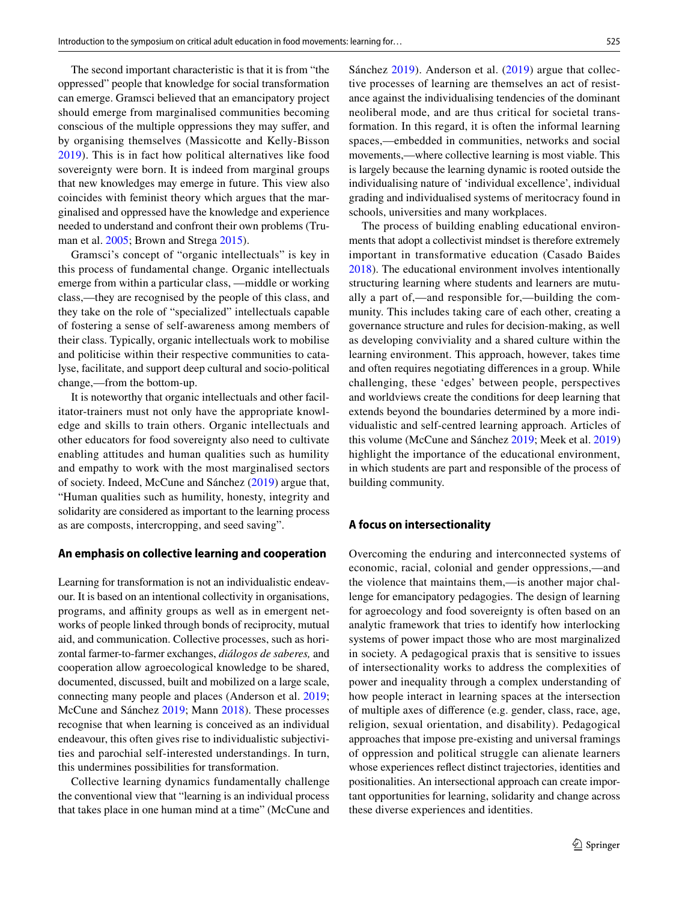The second important characteristic is that it is from "the oppressed" people that knowledge for social transformation can emerge. Gramsci believed that an emancipatory project should emerge from marginalised communities becoming conscious of the multiple oppressions they may suffer, and by organising themselves (Massicotte and Kelly-Bisson 2019). This is in fact how political alternatives like food sovereignty were born. It is indeed from marginal groups that new knowledges may emerge in future. This view also coincides with feminist theory which argues that the marginalised and oppressed have the knowledge and experience needed to understand and confront their own problems (Truman et al. 2005; Brown and Strega 2015).

Gramsci's concept of "organic intellectuals" is key in this process of fundamental change. Organic intellectuals emerge from within a particular class, —middle or working class,—they are recognised by the people of this class, and they take on the role of "specialized" intellectuals capable of fostering a sense of self-awareness among members of their class. Typically, organic intellectuals work to mobilise and politicise within their respective communities to catalyse, facilitate, and support deep cultural and socio-political change,—from the bottom-up.

It is noteworthy that organic intellectuals and other facilitator-trainers must not only have the appropriate knowledge and skills to train others. Organic intellectuals and other educators for food sovereignty also need to cultivate enabling attitudes and human qualities such as humility and empathy to work with the most marginalised sectors of society. Indeed, McCune and Sánchez (2019) argue that, "Human qualities such as humility, honesty, integrity and solidarity are considered as important to the learning process as are composts, intercropping, and seed saving".

## An emphasis on collective learning and cooperation

Learning for transformation is not an individualistic endeavour. It is based on an intentional collectivity in organisations, programs, and affinity groups as well as in emergent networks of people linked through bonds of reciprocity, mutual aid, and communication. Collective processes, such as horizontal farmer-to-farmer exchanges, *diálogos de saberes,* and cooperation allow agroecological knowledge to be shared, documented, discussed, built and mobilized on a large scale, connecting many people and places (Anderson et al. 2019; McCune and Sánchez 2019; Mann 2018). These processes recognise that when learning is conceived as an individual endeavour, this often gives rise to individualistic subjectivities and parochial self-interested understandings. In turn, this undermines possibilities for transformation.

Collective learning dynamics fundamentally challenge the conventional view that "learning is an individual process that takes place in one human mind at a time" (McCune and Sánchez 2019). Anderson et al. (2019) argue that collective processes of learning are themselves an act of resistance against the individualising tendencies of the dominant neoliberal mode, and are thus critical for societal transformation. In this regard, it is often the informal learning spaces,—embedded in communities, networks and social movements,—where collective learning is most viable. This is largely because the learning dynamic is rooted outside the individualising nature of 'individual excellence', individual grading and individualised systems of meritocracy found in schools, universities and many workplaces.

The process of building enabling educational environments that adopt a collectivist mindset is therefore extremely important in transformative education (Casado Baides 2018). The educational environment involves intentionally structuring learning where students and learners are mutually a part of,—and responsible for,—building the community. This includes taking care of each other, creating a governance structure and rules for decision-making, as well as developing conviviality and a shared culture within the learning environment. This approach, however, takes time and often requires negotiating differences in a group. While challenging, these 'edges' between people, perspectives and worldviews create the conditions for deep learning that extends beyond the boundaries determined by a more individualistic and self-centred learning approach. Articles of this volume (McCune and Sánchez 2019; Meek et al. 2019) highlight the importance of the educational environment, in which students are part and responsible of the process of building community.

## A focus on intersectionality

Overcoming the enduring and interconnected systems of economic, racial, colonial and gender oppressions,—and the violence that maintains them,—is another major challenge for emancipatory pedagogies. The design of learning for agroecology and food sovereignty is often based on an analytic framework that tries to identify how interlocking systems of power impact those who are most marginalized in society. A pedagogical praxis that is sensitive to issues of intersectionality works to address the complexities of power and inequality through a complex understanding of how people interact in learning spaces at the intersection of multiple axes of difference (e.g. gender, class, race, age, religion, sexual orientation, and disability). Pedagogical approaches that impose pre-existing and universal framings of oppression and political struggle can alienate learners whose experiences reflect distinct trajectories, identities and positionalities. An intersectional approach can create important opportunities for learning, solidarity and change across these diverse experiences and identities.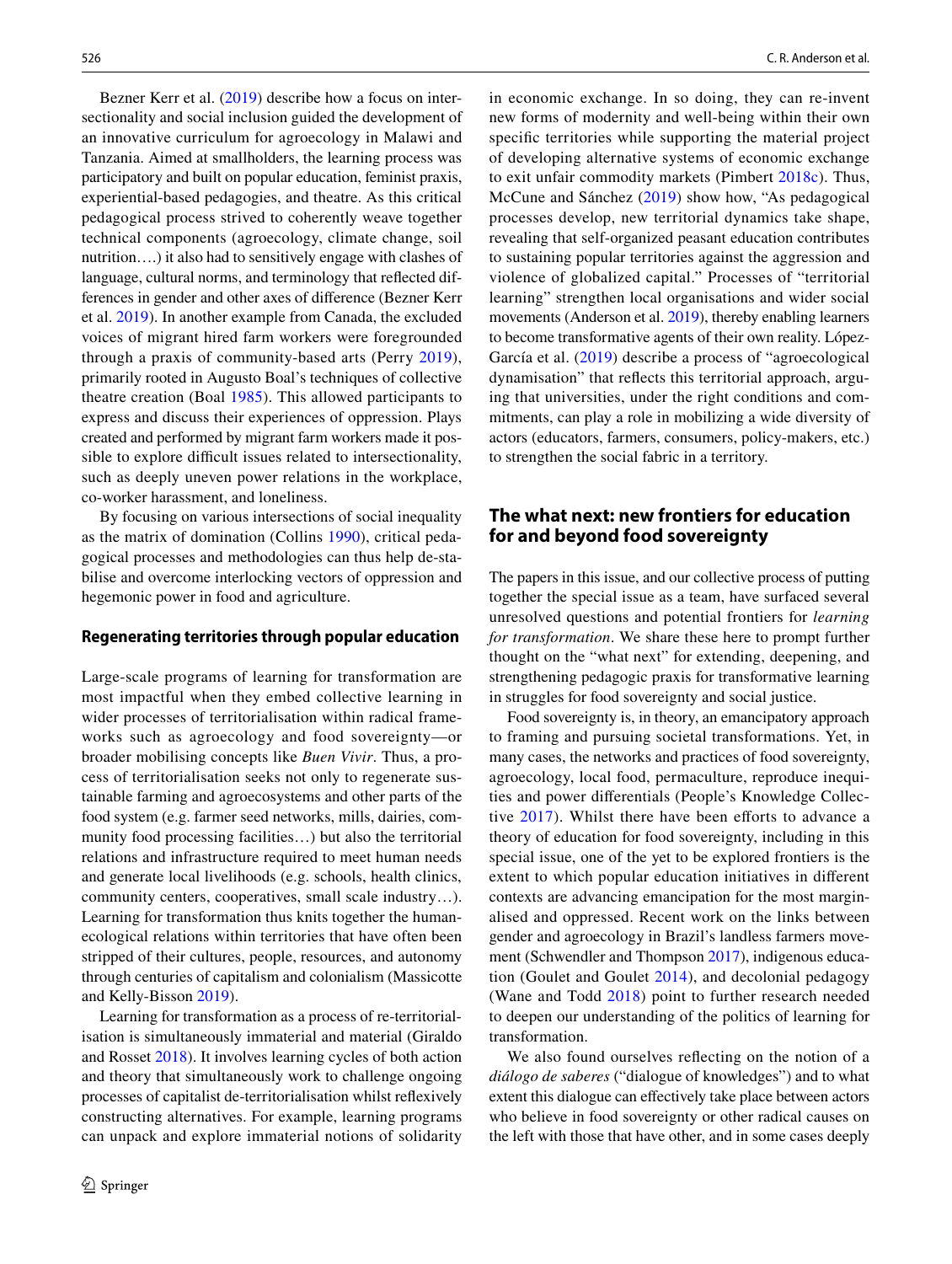Bezner Kerr et al. (2019) describe how a focus on intersectionality and social inclusion guided the development of an innovative curriculum for agroecology in Malawi and Tanzania. Aimed at smallholders, the learning process was participatory and built on popular education, feminist praxis, experiential-based pedagogies, and theatre. As this critical pedagogical process strived to coherently weave together technical components (agroecology, climate change, soil nutrition….) it also had to sensitively engage with clashes of language, cultural norms, and terminology that reflected differences in gender and other axes of difference (Bezner Kerr et al. 2019). In another example from Canada, the excluded voices of migrant hired farm workers were foregrounded through a praxis of community-based arts (Perry 2019), primarily rooted in Augusto Boal's techniques of collective theatre creation (Boal 1985). This allowed participants to express and discuss their experiences of oppression. Plays created and performed by migrant farm workers made it possible to explore difficult issues related to intersectionality, such as deeply uneven power relations in the workplace, co-worker harassment, and loneliness.

By focusing on various intersections of social inequality as the matrix of domination (Collins 1990), critical pedagogical processes and methodologies can thus help de-stabilise and overcome interlocking vectors of oppression and hegemonic power in food and agriculture.

### Regenerating territories through popular education

Large-scale programs of learning for transformation are most impactful when they embed collective learning in wider processes of territorialisation within radical frameworks such as agroecology and food sovereignty—or broader mobilising concepts like *Buen Vivir*. Thus, a process of territorialisation seeks not only to regenerate sustainable farming and agroecosystems and other parts of the food system (e.g. farmer seed networks, mills, dairies, community food processing facilities…) but also the territorial relations and infrastructure required to meet human needs and generate local livelihoods (e.g. schools, health clinics, community centers, cooperatives, small scale industry…). Learning for transformation thus knits together the human-ecological relations within territories that have often been stripped of their cultures, people, resources, and autonomy through centuries of capitalism and colonialism (Massicotte and Kelly-Bisson 2019).

Learning for transformation as a process of re-territorialisation is simultaneously immaterial and material (Giraldo and Rosset 2018). It involves learning cycles of both action and theory that simultaneously work to challenge ongoing processes of capitalist de-territorialisation whilst reflexively constructing alternatives. For example, learning programs can unpack and explore immaterial notions of solidarity in economic exchange. In so doing, they can re-invent new forms of modernity and well-being within their own specific territories while supporting the material project of developing alternative systems of economic exchange to exit unfair commodity markets (Pimbert 2018c). Thus, McCune and Sánchez (2019) show how, "As pedagogical processes develop, new territorial dynamics take shape, revealing that self-organized peasant education contributes to sustaining popular territories against the aggression and violence of globalized capital." Processes of "territorial learning" strengthen local organisations and wider social movements (Anderson et al. 2019), thereby enabling learners to become transformative agents of their own reality. López-García et al. (2019) describe a process of "agroecological dynamisation" that reflects this territorial approach, arguing that universities, under the right conditions and commitments, can play a role in mobilizing a wide diversity of actors (educators, farmers, consumers, policy-makers, etc.) to strengthen the social fabric in a territory.

## The what next: new frontiers for education for and beyond food sovereignty

The papers in this issue, and our collective process of putting together the special issue as a team, have surfaced several unresolved questions and potential frontiers for *learning for transformation*. We share these here to prompt further thought on the "what next" for extending, deepening, and strengthening pedagogic praxis for transformative learning in struggles for food sovereignty and social justice.

Food sovereignty is, in theory, an emancipatory approach to framing and pursuing societal transformations. Yet, in many cases, the networks and practices of food sovereignty, agroecology, local food, permaculture, reproduce inequities and power differentials (People's Knowledge Collective 2017). Whilst there have been efforts to advance a theory of education for food sovereignty, including in this special issue, one of the yet to be explored frontiers is the extent to which popular education initiatives in different contexts are advancing emancipation for the most marginalised and oppressed. Recent work on the links between gender and agroecology in Brazil's landless farmers movement (Schwendler and Thompson 2017), indigenous education (Goulet and Goulet 2014), and decolonial pedagogy (Wane and Todd 2018) point to further research needed to deepen our understanding of the politics of learning for transformation.

We also found ourselves reflecting on the notion of a *diálogo de saberes* ("dialogue of knowledges") and to what extent this dialogue can effectively take place between actors who believe in food sovereignty or other radical causes on the left with those that have other, and in some cases deeply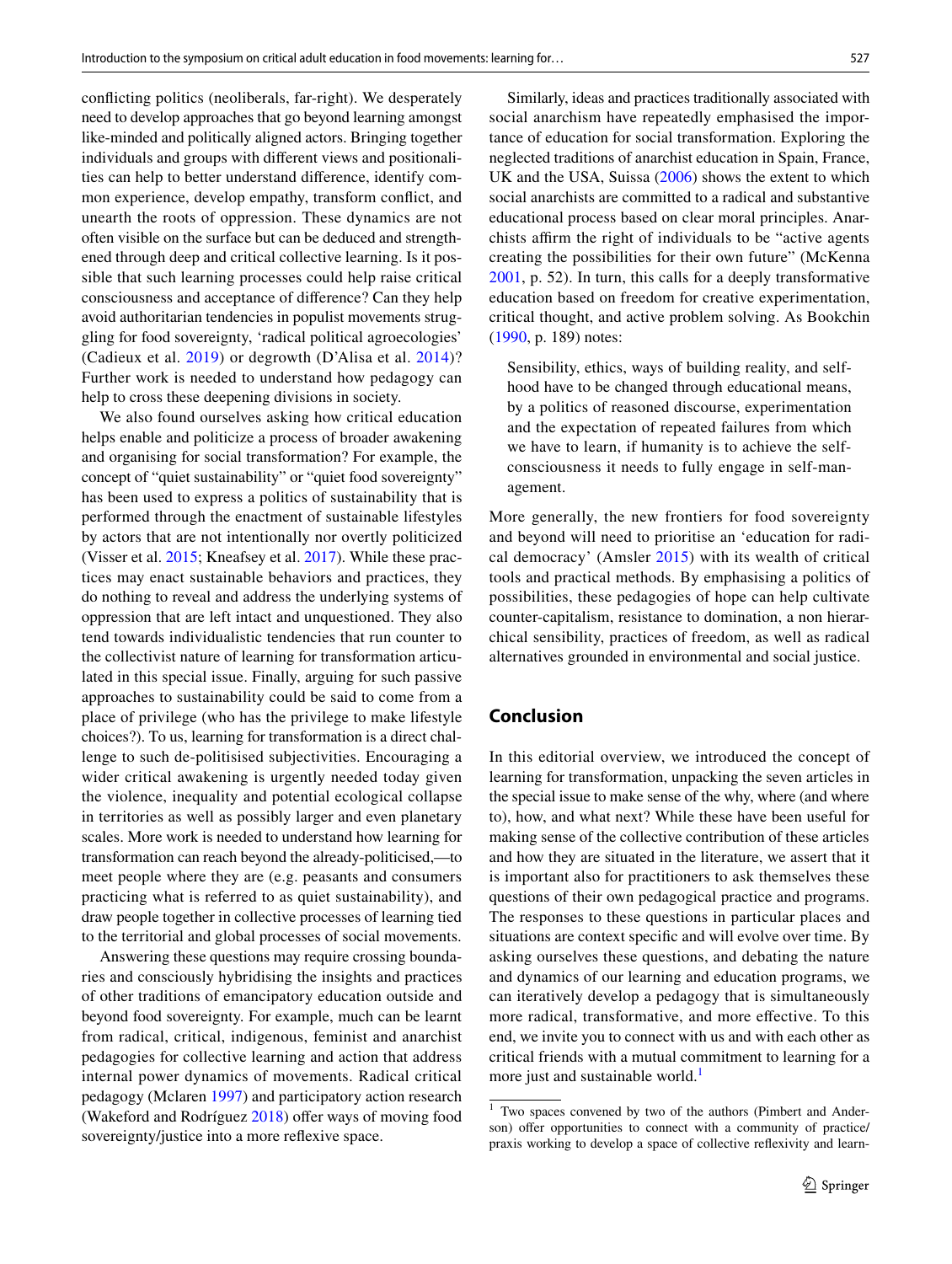conflicting politics (neoliberals, far-right). We desperately need to develop approaches that go beyond learning amongst like-minded and politically aligned actors. Bringing together individuals and groups with different views and positionalities can help to better understand difference, identify common experience, develop empathy, transform conflict, and unearth the roots of oppression. These dynamics are not often visible on the surface but can be deduced and strengthened through deep and critical collective learning. Is it possible that such learning processes could help raise critical consciousness and acceptance of difference? Can they help avoid authoritarian tendencies in populist movements struggling for food sovereignty, 'radical political agroecologies' (Cadieux et al. 2019) or degrowth (D'Alisa et al. 2014)? Further work is needed to understand how pedagogy can help to cross these deepening divisions in society.

We also found ourselves asking how critical education helps enable and politicize a process of broader awakening and organising for social transformation? For example, the concept of "quiet sustainability" or "quiet food sovereignty" has been used to express a politics of sustainability that is performed through the enactment of sustainable lifestyles by actors that are not intentionally nor overtly politicized (Visser et al. 2015; Kneafsey et al. 2017). While these practices may enact sustainable behaviors and practices, they do nothing to reveal and address the underlying systems of oppression that are left intact and unquestioned. They also tend towards individualistic tendencies that run counter to the collectivist nature of learning for transformation articulated in this special issue. Finally, arguing for such passive approaches to sustainability could be said to come from a place of privilege (who has the privilege to make lifestyle choices?). To us, learning for transformation is a direct challenge to such de-politisised subjectivities. Encouraging a wider critical awakening is urgently needed today given the violence, inequality and potential ecological collapse in territories as well as possibly larger and even planetary scales. More work is needed to understand how learning for transformation can reach beyond the already-politicised,—to meet people where they are (e.g. peasants and consumers practicing what is referred to as quiet sustainability), and draw people together in collective processes of learning tied to the territorial and global processes of social movements.

Answering these questions may require crossing boundaries and consciously hybridising the insights and practices of other traditions of emancipatory education outside and beyond food sovereignty. For example, much can be learnt from radical, critical, indigenous, feminist and anarchist pedagogies for collective learning and action that address internal power dynamics of movements. Radical critical pedagogy (Mclaren 1997) and participatory action research (Wakeford and Rodríguez 2018) offer ways of moving food sovereignty/justice into a more reflexive space.

Similarly, ideas and practices traditionally associated with social anarchism have repeatedly emphasised the importance of education for social transformation. Exploring the neglected traditions of anarchist education in Spain, France, UK and the USA, Suissa (2006) shows the extent to which social anarchists are committed to a radical and substantive educational process based on clear moral principles. Anarchists affirm the right of individuals to be "active agents creating the possibilities for their own future" (McKenna 2001, p. 52). In turn, this calls for a deeply transformative education based on freedom for creative experimentation, critical thought, and active problem solving. As Bookchin (1990, p. 189) notes:

> Sensibility, ethics, ways of building reality, and selfhood have to be changed through educational means, by a politics of reasoned discourse, experimentation and the expectation of repeated failures from which we have to learn, if humanity is to achieve the self-consciousness it needs to fully engage in self-management.

More generally, the new frontiers for food sovereignty and beyond will need to prioritise an 'education for radical democracy' (Amsler 2015) with its wealth of critical tools and practical methods. By emphasising a politics of possibilities, these pedagogies of hope can help cultivate counter-capitalism, resistance to domination, a non hierarchical sensibility, practices of freedom, as well as radical alternatives grounded in environmental and social justice.

## Conclusion

In this editorial overview, we introduced the concept of learning for transformation, unpacking the seven articles in the special issue to make sense of the why, where (and where to), how, and what next? While these have been useful for making sense of the collective contribution of these articles and how they are situated in the literature, we assert that it is important also for practitioners to ask themselves these questions of their own pedagogical practice and programs. The responses to these questions in particular places and situations are context specific and will evolve over time. By asking ourselves these questions, and debating the nature and dynamics of our learning and education programs, we can iteratively develop a pedagogy that is simultaneously more radical, transformative, and more effective. To this end, we invite you to connect with us and with each other as critical friends with a mutual commitment to learning for a more just and sustainable world.[1]

---

[1] Two spaces convened by two of the authors (Pimbert and Anderson) offer opportunities to connect with a community of practice/praxis working to develop a space of collective reflexivity and learn-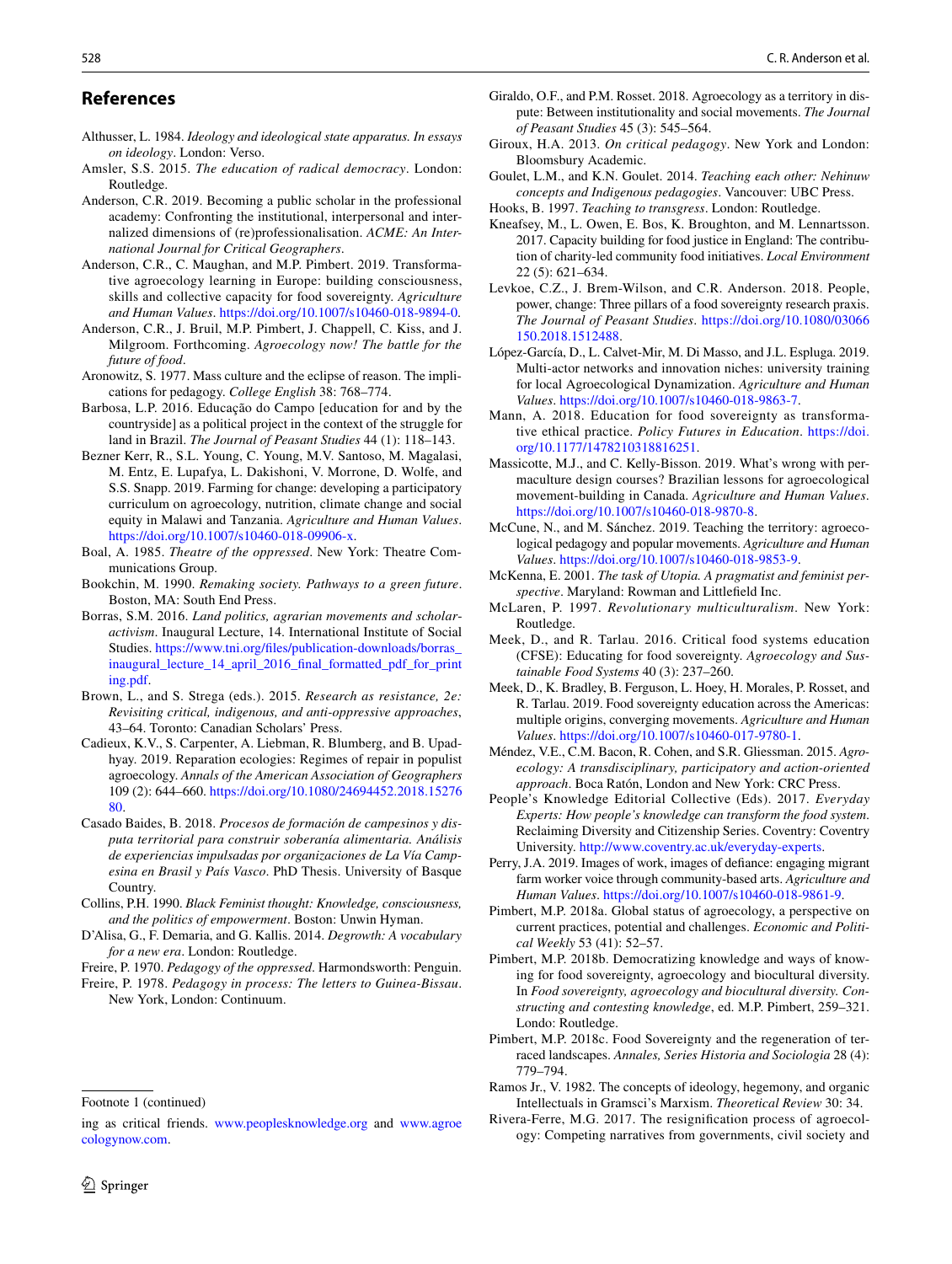## References

Althusser, L. 1984. *Ideology and ideological state apparatus. In essays on ideology*. London: Verso.

Amsler, S.S. 2015. *The education of radical democracy*. London: Routledge.

Anderson, C.R. 2019. Becoming a public scholar in the professional academy: Confronting the institutional, interpersonal and internalized dimensions of (re)professionalisation. *ACME: An International Journal for Critical Geographers*.

Anderson, C.R., C. Maughan, and M.P. Pimbert. 2019. Transformative agroecology learning in Europe: building consciousness, skills and collective capacity for food sovereignty. *Agriculture and Human Values*. https://doi.org/10.1007/s10460-018-9894-0.

Anderson, C.R., J. Bruil, M.P. Pimbert, J. Chappell, C. Kiss, and J. Milgroom. Forthcoming. *Agroecology now! The battle for the future of food*.

Aronowitz, S. 1977. Mass culture and the eclipse of reason. The implications for pedagogy. *College English* 38: 768–774.

Barbosa, L.P. 2016. Educação do Campo [education for and by the countryside] as a political project in the context of the struggle for land in Brazil. *The Journal of Peasant Studies* 44 (1): 118–143.

Bezner Kerr, R., S.L. Young, C. Young, M.V. Santoso, M. Magalasi, M. Entz, E. Lupafya, L. Dakishoni, V. Morrone, D. Wolfe, and S.S. Snapp. 2019. Farming for change: developing a participatory curriculum on agroecology, nutrition, climate change and social equity in Malawi and Tanzania. *Agriculture and Human Values*. https://doi.org/10.1007/s10460-018-09906-x.

Boal, A. 1985. *Theatre of the oppressed*. New York: Theatre Communications Group.

Bookchin, M. 1990. *Remaking society. Pathways to a green future*. Boston, MA: South End Press.

Borras, S.M. 2016. *Land politics, agrarian movements and scholar-activism*. Inaugural Lecture, 14. International Institute of Social Studies. https://www.tni.org/files/publication-downloads/borras_inaugural_lecture_14_april_2016_final_formatted_pdf_for_printing.pdf.

Brown, L., and S. Strega (eds.). 2015. *Research as resistance, 2e: Revisiting critical, indigenous, and anti-oppressive approaches*, 43–64. Toronto: Canadian Scholars' Press.

Cadieux, K.V., S. Carpenter, A. Liebman, R. Blumberg, and B. Upadhyay. 2019. Reparation ecologies: Regimes of repair in populist agroecology. *Annals of the American Association of Geographers* 109 (2): 644–660. https://doi.org/10.1080/24694452.2018.1527680.

Casado Baides, B. 2018. *Procesos de formación de campesinos y disputa territorial para construir soberanía alimentaria. Análisis de experiencias impulsadas por organizaciones de La Vía Campesina en Brasil y País Vasco*. PhD Thesis. University of Basque Country.

Collins, P.H. 1990. *Black Feminist thought: Knowledge, consciousness, and the politics of empowerment*. Boston: Unwin Hyman.

D'Alisa, G., F. Demaria, and G. Kallis. 2014. *Degrowth: A vocabulary for a new era*. London: Routledge.

Freire, P. 1970. *Pedagogy of the oppressed*. Harmondsworth: Penguin.

Freire, P. 1978. *Pedagogy in process: The letters to Guinea-Bissau*. New York, London: Continuum.

Giraldo, O.F., and P.M. Rosset. 2018. Agroecology as a territory in dispute: Between institutionality and social movements. *The Journal of Peasant Studies* 45 (3): 545–564.

Giroux, H.A. 2013. *On critical pedagogy*. New York and London: Bloomsbury Academic.

Goulet, L.M., and K.N. Goulet. 2014. *Teaching each other: Nehinuw concepts and Indigenous pedagogies*. Vancouver: UBC Press.

Hooks, B. 1997. *Teaching to transgress*. London: Routledge.

Kneafsey, M., L. Owen, E. Bos, K. Broughton, and M. Lennartsson. 2017. Capacity building for food justice in England: The contribution of charity-led community food initiatives. *Local Environment* 22 (5): 621–634.

Levkoe, C.Z., J. Brem-Wilson, and C.R. Anderson. 2018. People, power, change: Three pillars of a food sovereignty research praxis. *The Journal of Peasant Studies*. https://doi.org/10.1080/03066150.2018.1512488.

López-García, D., L. Calvet-Mir, M. Di Masso, and J.L. Espluga. 2019. Multi-actor networks and innovation niches: university training for local Agroecological Dynamization. *Agriculture and Human Values*. https://doi.org/10.1007/s10460-018-9863-7.

Mann, A. 2018. Education for food sovereignty as transformative ethical practice. *Policy Futures in Education*. https://doi.org/10.1177/1478210318816251.

Massicotte, M.J., and C. Kelly-Bisson. 2019. What's wrong with permaculture design courses? Brazilian lessons for agroecological movement-building in Canada. *Agriculture and Human Values*. https://doi.org/10.1007/s10460-018-9870-8.

McCune, N., and M. Sánchez. 2019. Teaching the territory: agroecological pedagogy and popular movements. *Agriculture and Human Values*. https://doi.org/10.1007/s10460-018-9853-9.

McKenna, E. 2001. *The task of Utopia. A pragmatist and feminist perspective*. Maryland: Rowman and Littlefield Inc.

McLaren, P. 1997. *Revolutionary multiculturalism*. New York: Routledge.

Meek, D., and R. Tarlau. 2016. Critical food systems education (CFSE): Educating for food sovereignty. *Agroecology and Sustainable Food Systems* 40 (3): 237–260.

Meek, D., K. Bradley, B. Ferguson, L. Hoey, H. Morales, P. Rosset, and R. Tarlau. 2019. Food sovereignty education across the Americas: multiple origins, converging movements. *Agriculture and Human Values*. https://doi.org/10.1007/s10460-017-9780-1.

Méndez, V.E., C.M. Bacon, R. Cohen, and S.R. Gliessman. 2015. *Agroecology: A transdisciplinary, participatory and action-oriented approach*. Boca Ratón, London and New York: CRC Press.

People's Knowledge Editorial Collective (Eds). 2017. *Everyday Experts: How people's knowledge can transform the food system*. Reclaiming Diversity and Citizenship Series. Coventry: Coventry University. http://www.coventry.ac.uk/everyday-experts.

Perry, J.A. 2019. Images of work, images of defiance: engaging migrant farm worker voice through community-based arts. *Agriculture and Human Values*. https://doi.org/10.1007/s10460-018-9861-9.

Pimbert, M.P. 2018a. Global status of agroecology, a perspective on current practices, potential and challenges. *Economic and Political Weekly* 53 (41): 52–57.

Pimbert, M.P. 2018b. Democratizing knowledge and ways of knowing for food sovereignty, agroecology and biocultural diversity. In *Food sovereignty, agroecology and biocultural diversity. Constructing and contesting knowledge*, ed. M.P. Pimbert, 259–321. Londo: Routledge.

Pimbert, M.P. 2018c. Food Sovereignty and the regeneration of terraced landscapes. *Annales, Series Historia and Sociologia* 28 (4): 779–794.

Ramos Jr., V. 1982. The concepts of ideology, hegemony, and organic Intellectuals in Gramsci's Marxism. *Theoretical Review* 30: 34.

Rivera-Ferre, M.G. 2017. The resignification process of agroecology: Competing narratives from governments, civil society and

Footnote 1 (continued)

ing as critical friends. www.peoplesknowledge.org and www.agroecologynow.com.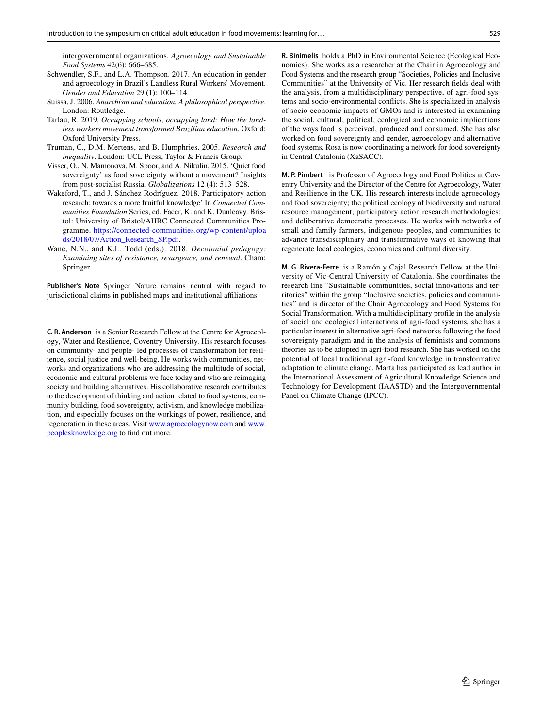intergovernmental organizations. *Agroecology and Sustainable Food Systems* 42(6): 666–685.

Schwendler, S.F., and L.A. Thompson. 2017. An education in gender and agroecology in Brazil's Landless Rural Workers' Movement. *Gender and Education* 29 (1): 100–114.

Suissa, J. 2006. *Anarchism and education. A philosophical perspective*. London: Routledge.

Tarlau, R. 2019. *Occupying schools, occupying land: How the landless workers movement transformed Brazilian education*. Oxford: Oxford University Press.

Truman, C., D.M. Mertens, and B. Humphries. 2005. *Research and inequality*. London: UCL Press, Taylor & Francis Group.

Visser, O., N. Mamonova, M. Spoor, and A. Nikulin. 2015. 'Quiet food sovereignty' as food sovereignty without a movement? Insights from post-socialist Russia. *Globalizations* 12 (4): 513–528.

Wakeford, T., and J. Sánchez Rodríguez. 2018. Participatory action research: towards a more fruitful knowledge' In *Connected Communities Foundation* Series, ed. Facer, K. and K. Dunleavy. Bristol: University of Bristol/AHRC Connected Communities Programme. https://connected-communities.org/wp-content/uploads/2018/07/Action_Research_SP.pdf.

Wane, N.N., and K.L. Todd (eds.). 2018. *Decolonial pedagogy: Examining sites of resistance, resurgence, and renewal*. Cham: Springer.

**Publisher's Note** Springer Nature remains neutral with regard to jurisdictional claims in published maps and institutional affiliations.

**C. R. Anderson** is a Senior Research Fellow at the Centre for Agroecology, Water and Resilience, Coventry University. His research focuses on community- and people- led processes of transformation for resilience, social justice and well-being. He works with communities, networks and organizations who are addressing the multitude of social, economic and cultural problems we face today and who are reimaging society and building alternatives. His collaborative research contributes to the development of thinking and action related to food systems, community building, food sovereignty, activism, and knowledge mobilization, and especially focuses on the workings of power, resilience, and regeneration in these areas. Visit www.agroecologynow.com and www.peoplesknowledge.org to find out more.

**R. Binimelis** holds a PhD in Environmental Science (Ecological Economics). She works as a researcher at the Chair in Agroecology and Food Systems and the research group "Societies, Policies and Inclusive Communities" at the University of Vic. Her research fields deal with the analysis, from a multidisciplinary perspective, of agri-food systems and socio-environmental conflicts. She is specialized in analysis of socio-economic impacts of GMOs and is interested in examining the social, cultural, political, ecological and economic implications of the ways food is perceived, produced and consumed. She has also worked on food sovereignty and gender, agroecology and alternative food systems. Rosa is now coordinating a network for food sovereignty in Central Catalonia (XaSACC).

**M. P. Pimbert** is Professor of Agroecology and Food Politics at Coventry University and the Director of the Centre for Agroecology, Water and Resilience in the UK. His research interests include agroecology and food sovereignty; the political ecology of biodiversity and natural resource management; participatory action research methodologies; and deliberative democratic processes. He works with networks of small and family farmers, indigenous peoples, and communities to advance transdisciplinary and transformative ways of knowing that regenerate local ecologies, economies and cultural diversity.

**M. G. Rivera-Ferre** is a Ramón y Cajal Research Fellow at the University of Vic-Central University of Catalonia. She coordinates the research line "Sustainable communities, social innovations and territories" within the group "Inclusive societies, policies and communities" and is director of the Chair Agroecology and Food Systems for Social Transformation. With a multidisciplinary profile in the analysis of social and ecological interactions of agri-food systems, she has a particular interest in alternative agri-food networks following the food sovereignty paradigm and in the analysis of feminists and commons theories as to be adopted in agri-food research. She has worked on the potential of local traditional agri-food knowledge in transformative adaptation to climate change. Marta has participated as lead author in the International Assessment of Agricultural Knowledge Science and Technology for Development (IAASTD) and the Intergovernmental Panel on Climate Change (IPCC).